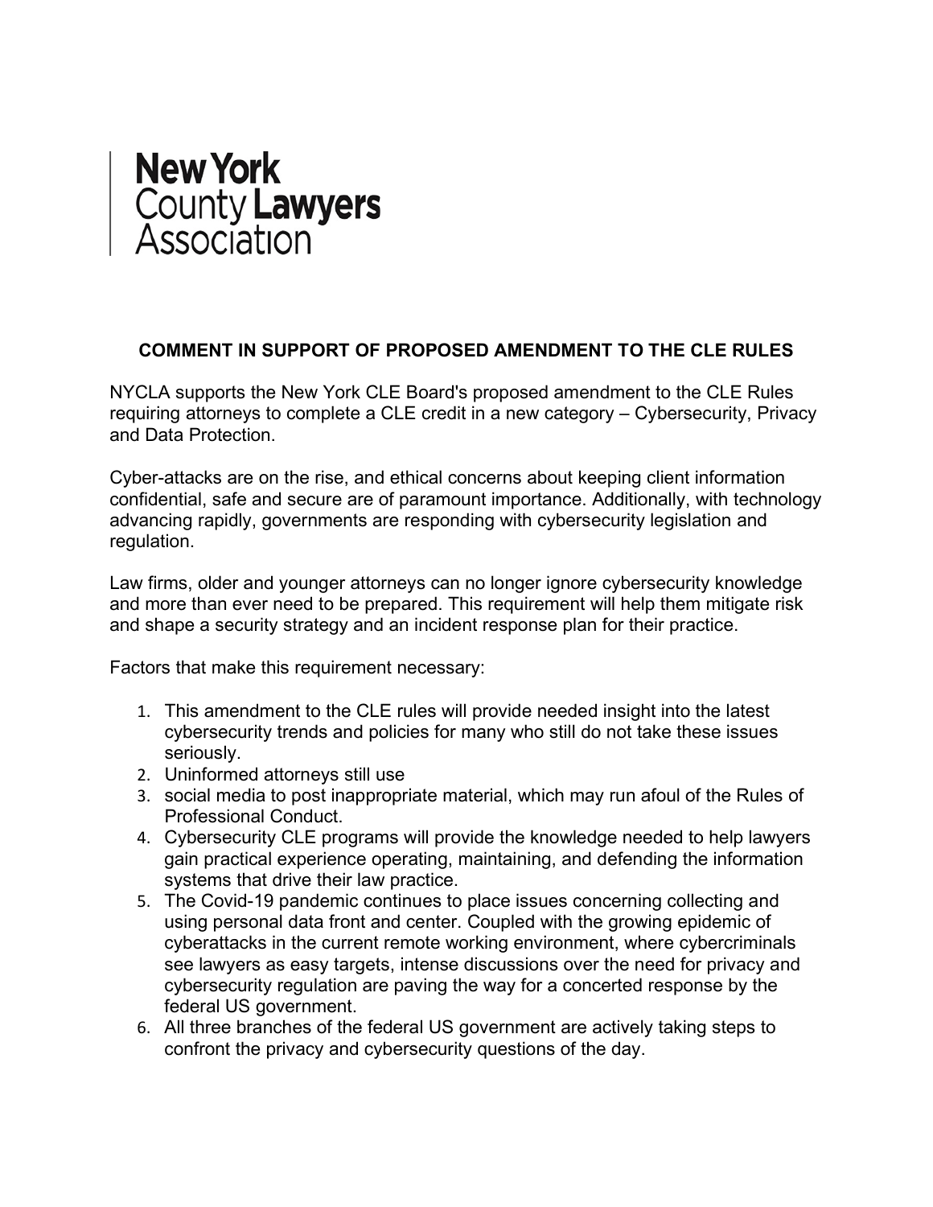New York County Lawyers Association

## COMMENT IN SUPPORT OF PROPOSED AMENDMENT TO THE CLE RULES

NYCLA supports the New York CLE Board's proposed amendment to the CLE Rules requiring attorneys to complete a CLE credit in a new category – Cybersecurity, Privacy and Data Protection.

Cyber-attacks are on the rise, and ethical concerns about keeping client information confidential, safe and secure are of paramount importance. Additionally, with technology advancing rapidly, governments are responding with cybersecurity legislation and regulation.

Law firms, older and younger attorneys can no longer ignore cybersecurity knowledge and more than ever need to be prepared. This requirement will help them mitigate risk and shape a security strategy and an incident response plan for their practice.

Factors that make this requirement necessary:

1. This amendment to the CLE rules will provide needed insight into the latest cybersecurity trends and policies for many who still do not take these issues seriously.
2. Uninformed attorneys still use
3. social media to post inappropriate material, which may run afoul of the Rules of Professional Conduct.
4. Cybersecurity CLE programs will provide the knowledge needed to help lawyers gain practical experience operating, maintaining, and defending the information systems that drive their law practice.
5. The Covid-19 pandemic continues to place issues concerning collecting and using personal data front and center. Coupled with the growing epidemic of cyberattacks in the current remote working environment, where cybercriminals see lawyers as easy targets, intense discussions over the need for privacy and cybersecurity regulation are paving the way for a concerted response by the federal US government.
6. All three branches of the federal US government are actively taking steps to confront the privacy and cybersecurity questions of the day.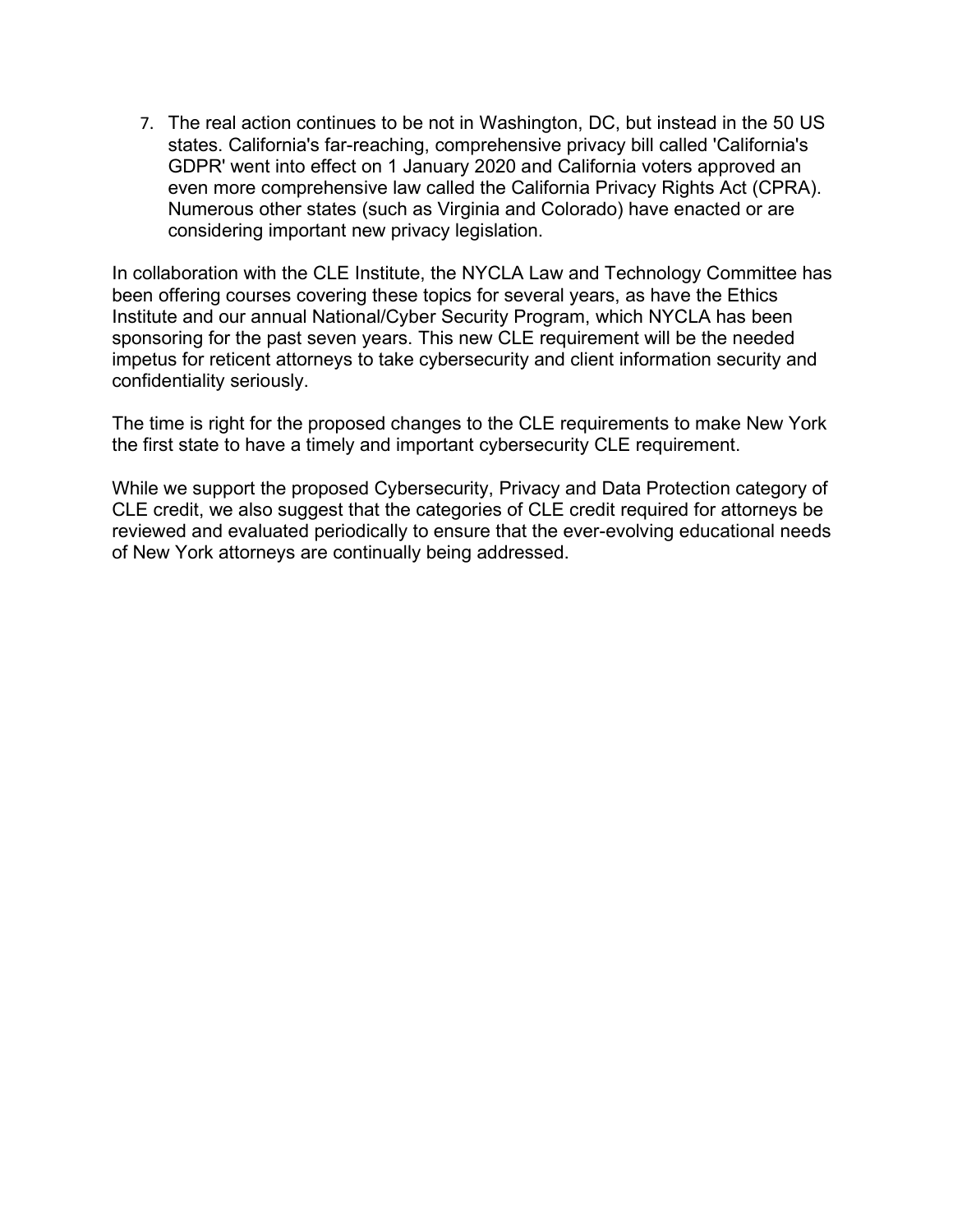7. The real action continues to be not in Washington, DC, but instead in the 50 US states. California's far-reaching, comprehensive privacy bill called 'California's GDPR' went into effect on 1 January 2020 and California voters approved an even more comprehensive law called the California Privacy Rights Act (CPRA). Numerous other states (such as Virginia and Colorado) have enacted or are considering important new privacy legislation.

In collaboration with the CLE Institute, the NYCLA Law and Technology Committee has been offering courses covering these topics for several years, as have the Ethics Institute and our annual National/Cyber Security Program, which NYCLA has been sponsoring for the past seven years. This new CLE requirement will be the needed impetus for reticent attorneys to take cybersecurity and client information security and confidentiality seriously.

The time is right for the proposed changes to the CLE requirements to make New York the first state to have a timely and important cybersecurity CLE requirement.

While we support the proposed Cybersecurity, Privacy and Data Protection category of CLE credit, we also suggest that the categories of CLE credit required for attorneys be reviewed and evaluated periodically to ensure that the ever-evolving educational needs of New York attorneys are continually being addressed.